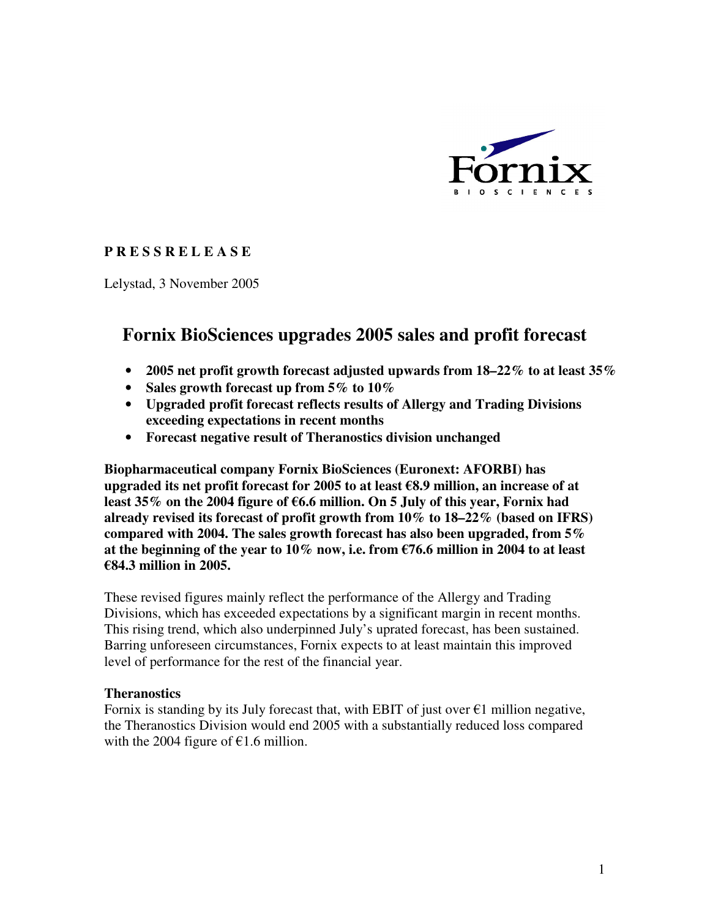**P R E S S R E L E A S E**

Lelystad, 3 November 2005

# Fornix BioSciences upgrades 2005 sales and profit forecast

- **2005 net profit growth forecast adjusted upwards from 18–22% to at least 35%**
- **Sales growth forecast up from 5% to 10%**
- **Upgraded profit forecast reflects results of Allergy and Trading Divisions exceeding expectations in recent months**
- **Forecast negative result of Theranostics division unchanged**

**Biopharmaceutical company Fornix BioSciences (Euronext: AFORBI) has upgraded its net profit forecast for 2005 to at least €8.9 million, an increase of at least 35% on the 2004 figure of €6.6 million. On 5 July of this year, Fornix had already revised its forecast of profit growth from 10% to 18–22% (based on IFRS) compared with 2004. The sales growth forecast has also been upgraded, from 5% at the beginning of the year to 10% now, i.e. from €76.6 million in 2004 to at least €84.3 million in 2005.**

These revised figures mainly reflect the performance of the Allergy and Trading Divisions, which has exceeded expectations by a significant margin in recent months. This rising trend, which also underpinned July's uprated forecast, has been sustained. Barring unforeseen circumstances, Fornix expects to at least maintain this improved level of performance for the rest of the financial year.

**Theranostics**
Fornix is standing by its July forecast that, with EBIT of just over €1 million negative, the Theranostics Division would end 2005 with a substantially reduced loss compared with the 2004 figure of €1.6 million.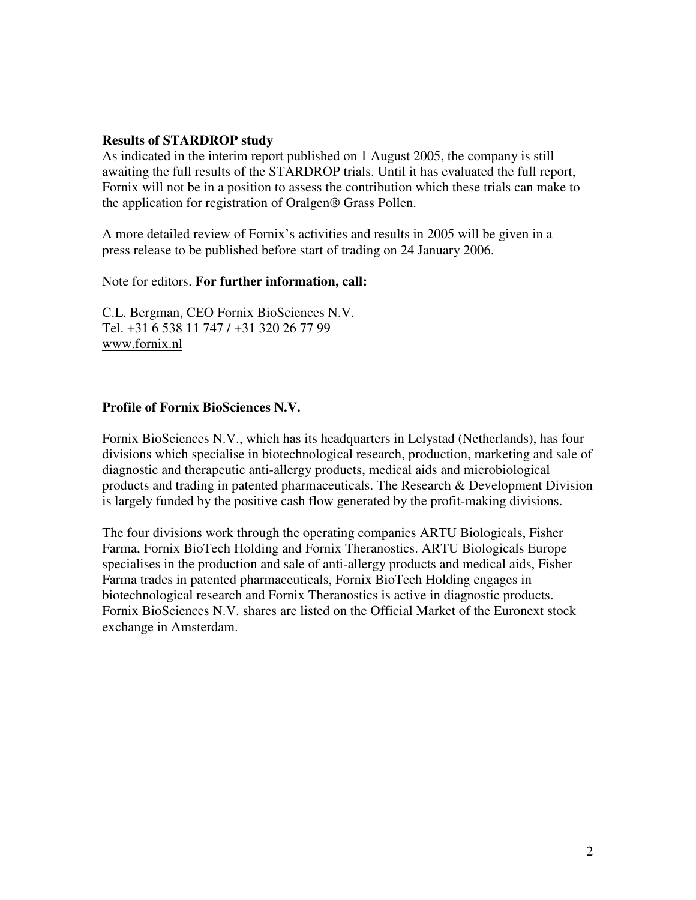**Results of STARDROP study**

As indicated in the interim report published on 1 August 2005, the company is still awaiting the full results of the STARDROP trials. Until it has evaluated the full report, Fornix will not be in a position to assess the contribution which these trials can make to the application for registration of Oralgen® Grass Pollen.

A more detailed review of Fornix's activities and results in 2005 will be given in a press release to be published before start of trading on 24 January 2006.

Note for editors. **For further information, call:**

C.L. Bergman, CEO Fornix BioSciences N.V.
Tel. +31 6 538 11 747 / +31 320 26 77 99
www.fornix.nl

**Profile of Fornix BioSciences N.V.**

Fornix BioSciences N.V., which has its headquarters in Lelystad (Netherlands), has four divisions which specialise in biotechnological research, production, marketing and sale of diagnostic and therapeutic anti-allergy products, medical aids and microbiological products and trading in patented pharmaceuticals. The Research & Development Division is largely funded by the positive cash flow generated by the profit-making divisions.

The four divisions work through the operating companies ARTU Biologicals, Fisher Farma, Fornix BioTech Holding and Fornix Theranostics. ARTU Biologicals Europe specialises in the production and sale of anti-allergy products and medical aids, Fisher Farma trades in patented pharmaceuticals, Fornix BioTech Holding engages in biotechnological research and Fornix Theranostics is active in diagnostic products. Fornix BioSciences N.V. shares are listed on the Official Market of the Euronext stock exchange in Amsterdam.